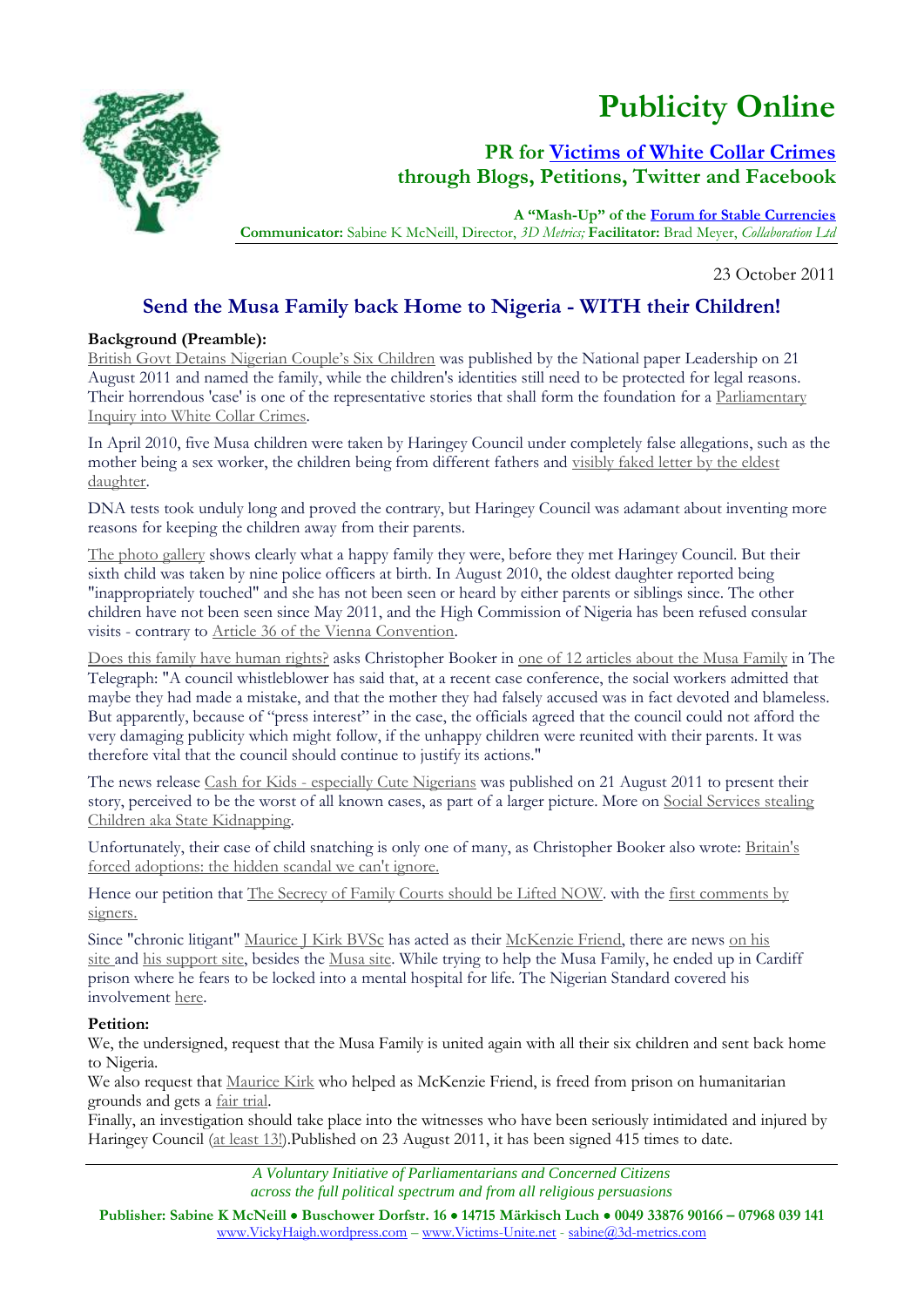# Publicity Online

## PR for Victims of White Collar Crimes through Blogs, Petitions, Twitter and Facebook

**A "Mash-Up" of the Forum for Stable Currencies**
**Communicator:** Sabine K McNeill, Director, *3D Metrics;* **Facilitator:** Brad Meyer, *Collaboration Ltd*

23 October 2011

## Send the Musa Family back Home to Nigeria - WITH their Children!

**Background (Preamble):**
British Govt Detains Nigerian Couple's Six Children was published by the National paper Leadership on 21 August 2011 and named the family, while the children's identities still need to be protected for legal reasons. Their horrendous 'case' is one of the representative stories that shall form the foundation for a Parliamentary Inquiry into White Collar Crimes.

In April 2010, five Musa children were taken by Haringey Council under completely false allegations, such as the mother being a sex worker, the children being from different fathers and visibly faked letter by the eldest daughter.

DNA tests took unduly long and proved the contrary, but Haringey Council was adamant about inventing more reasons for keeping the children away from their parents.

The photo gallery shows clearly what a happy family they were, before they met Haringey Council. But their sixth child was taken by nine police officers at birth. In August 2010, the oldest daughter reported being "inappropriately touched" and she has not been seen or heard by either parents or siblings since. The other children have not been seen since May 2011, and the High Commission of Nigeria has been refused consular visits - contrary to Article 36 of the Vienna Convention.

Does this family have human rights? asks Christopher Booker in one of 12 articles about the Musa Family in The Telegraph: "A council whistleblower has said that, at a recent case conference, the social workers admitted that maybe they had made a mistake, and that the mother they had falsely accused was in fact devoted and blameless. But apparently, because of "press interest" in the case, the officials agreed that the council could not afford the very damaging publicity which might follow, if the unhappy children were reunited with their parents. It was therefore vital that the council should continue to justify its actions."

The news release Cash for Kids - especially Cute Nigerians was published on 21 August 2011 to present their story, perceived to be the worst of all known cases, as part of a larger picture. More on Social Services stealing Children aka State Kidnapping.

Unfortunately, their case of child snatching is only one of many, as Christopher Booker also wrote: Britain's forced adoptions: the hidden scandal we can't ignore.

Hence our petition that The Secrecy of Family Courts should be Lifted NOW. with the first comments by signers.

Since "chronic litigant" Maurice J Kirk BVSc has acted as their McKenzie Friend, there are news on his site and his support site, besides the Musa site. While trying to help the Musa Family, he ended up in Cardiff prison where he fears to be locked into a mental hospital for life. The Nigerian Standard covered his involvement here.

**Petition:**
We, the undersigned, request that the Musa Family is united again with all their six children and sent back home to Nigeria.
We also request that Maurice Kirk who helped as McKenzie Friend, is freed from prison on humanitarian grounds and gets a fair trial.
Finally, an investigation should take place into the witnesses who have been seriously intimidated and injured by Haringey Council (at least 13!).Published on 23 August 2011, it has been signed 415 times to date.

---

*A Voluntary Initiative of Parliamentarians and Concerned Citizens across the full political spectrum and from all religious persuasions*

**Publisher: Sabine K McNeill • Buschower Dorfstr. 16 • 14715 Märkisch Luch • 0049 33876 90166 – 07968 039 141**
www.VickyHaigh.wordpress.com – www.Victims-Unite.net - sabine@3d-metrics.com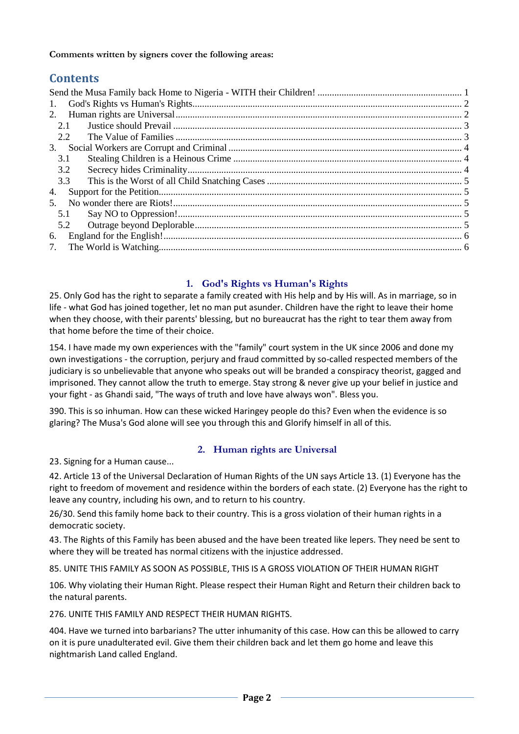**Comments written by signers cover the following areas:**

## Contents

Send the Musa Family back Home to Nigeria - WITH their Children! ........................................................... 1

1. God's Rights vs Human's Rights................................................................................................................ 2
2. Human rights are Universal....................................................................................................................... 2
   - 2.1 Justice should Prevail ........................................................................................................................ 3
   - 2.2 The Value of Families ....................................................................................................................... 3
3. Social Workers are Corrupt and Criminal ................................................................................................. 4
   - 3.1 Stealing Children is a Heinous Crime ............................................................................................... 4
   - 3.2 Secrecy hides Criminality.................................................................................................................. 4
   - 3.3 This is the Worst of all Child Snatching Cases ................................................................................. 5
4. Support for the Petition.............................................................................................................................. 5
5. No wonder there are Riots!........................................................................................................................ 5
   - 5.1 Say NO to Oppression!...................................................................................................................... 5
   - 5.2 Outrage beyond Deplorable............................................................................................................... 5
6. England for the English!............................................................................................................................ 6
7. The World is Watching.............................................................................................................................. 6

## 1. God's Rights vs Human's Rights

25. Only God has the right to separate a family created with His help and by His will. As in marriage, so in life - what God has joined together, let no man put asunder. Children have the right to leave their home when they choose, with their parents' blessing, but no bureaucrat has the right to tear them away from that home before the time of their choice.

154. I have made my own experiences with the "family" court system in the UK since 2006 and done my own investigations - the corruption, perjury and fraud committed by so-called respected members of the judiciary is so unbelievable that anyone who speaks out will be branded a conspiracy theorist, gagged and imprisoned. They cannot allow the truth to emerge. Stay strong & never give up your belief in justice and your fight - as Ghandi said, "The ways of truth and love have always won". Bless you.

390. This is so inhuman. How can these wicked Haringey people do this? Even when the evidence is so glaring? The Musa's God alone will see you through this and Glorify himself in all of this.

## 2. Human rights are Universal

23. Signing for a Human cause...

42. Article 13 of the Universal Declaration of Human Rights of the UN says Article 13. (1) Everyone has the right to freedom of movement and residence within the borders of each state. (2) Everyone has the right to leave any country, including his own, and to return to his country.

26/30. Send this family home back to their country. This is a gross violation of their human rights in a democratic society.

43. The Rights of this Family has been abused and the have been treated like lepers. They need be sent to where they will be treated has normal citizens with the injustice addressed.

85. UNITE THIS FAMILY AS SOON AS POSSIBLE, THIS IS A GROSS VIOLATION OF THEIR HUMAN RIGHT

106. Why violating their Human Right. Please respect their Human Right and Return their children back to the natural parents.

276. UNITE THIS FAMILY AND RESPECT THEIR HUMAN RIGHTS.

404. Have we turned into barbarians? The utter inhumanity of this case. How can this be allowed to carry on it is pure unadulterated evil. Give them their children back and let them go home and leave this nightmarish Land called England.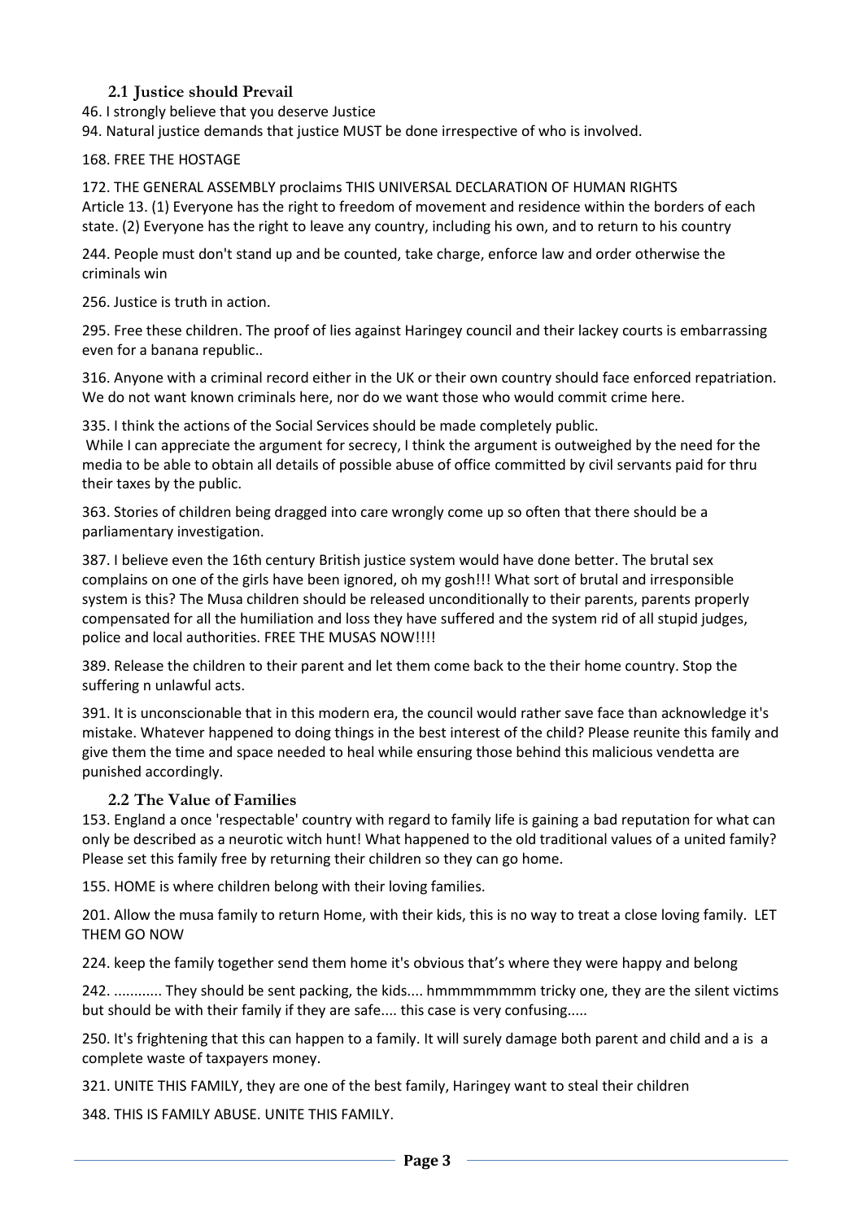### 2.1 Justice should Prevail

46. I strongly believe that you deserve Justice

94. Natural justice demands that justice MUST be done irrespective of who is involved.

168. FREE THE HOSTAGE

172. THE GENERAL ASSEMBLY proclaims THIS UNIVERSAL DECLARATION OF HUMAN RIGHTS
Article 13. (1) Everyone has the right to freedom of movement and residence within the borders of each state. (2) Everyone has the right to leave any country, including his own, and to return to his country

244. People must don't stand up and be counted, take charge, enforce law and order otherwise the criminals win

256. Justice is truth in action.

295. Free these children. The proof of lies against Haringey council and their lackey courts is embarrassing even for a banana republic..

316. Anyone with a criminal record either in the UK or their own country should face enforced repatriation. We do not want known criminals here, nor do we want those who would commit crime here.

335. I think the actions of the Social Services should be made completely public.
While I can appreciate the argument for secrecy, I think the argument is outweighed by the need for the media to be able to obtain all details of possible abuse of office committed by civil servants paid for thru their taxes by the public.

363. Stories of children being dragged into care wrongly come up so often that there should be a parliamentary investigation.

387. I believe even the 16th century British justice system would have done better. The brutal sex complains on one of the girls have been ignored, oh my gosh!!! What sort of brutal and irresponsible system is this? The Musa children should be released unconditionally to their parents, parents properly compensated for all the humiliation and loss they have suffered and the system rid of all stupid judges, police and local authorities. FREE THE MUSAS NOW!!!!

389. Release the children to their parent and let them come back to the their home country. Stop the suffering n unlawful acts.

391. It is unconscionable that in this modern era, the council would rather save face than acknowledge it's mistake. Whatever happened to doing things in the best interest of the child? Please reunite this family and give them the time and space needed to heal while ensuring those behind this malicious vendetta are punished accordingly.

### 2.2 The Value of Families

153. England a once 'respectable' country with regard to family life is gaining a bad reputation for what can only be described as a neurotic witch hunt! What happened to the old traditional values of a united family? Please set this family free by returning their children so they can go home.

155. HOME is where children belong with their loving families.

201. Allow the musa family to return Home, with their kids, this is no way to treat a close loving family. LET THEM GO NOW

224. keep the family together send them home it's obvious that's where they were happy and belong

242. ............ They should be sent packing, the kids.... hmmmmmmmm tricky one, they are the silent victims but should be with their family if they are safe.... this case is very confusing.....

250. It's frightening that this can happen to a family. It will surely damage both parent and child and a is a complete waste of taxpayers money.

321. UNITE THIS FAMILY, they are one of the best family, Haringey want to steal their children

348. THIS IS FAMILY ABUSE. UNITE THIS FAMILY.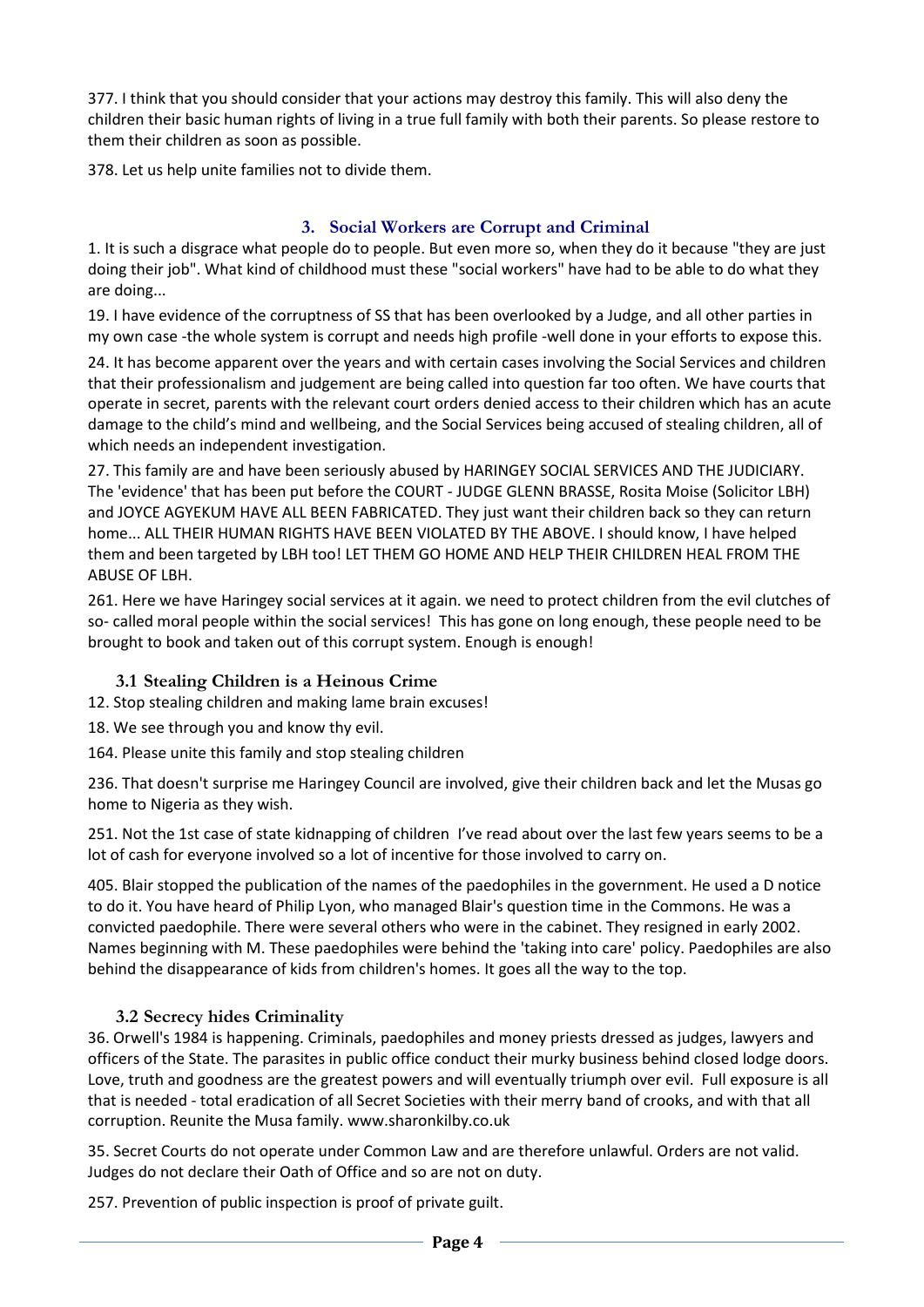377. I think that you should consider that your actions may destroy this family. This will also deny the children their basic human rights of living in a true full family with both their parents. So please restore to them their children as soon as possible.

378. Let us help unite families not to divide them.

## 3. Social Workers are Corrupt and Criminal

1. It is such a disgrace what people do to people. But even more so, when they do it because "they are just doing their job". What kind of childhood must these "social workers" have had to be able to do what they are doing...

19. I have evidence of the corruptness of SS that has been overlooked by a Judge, and all other parties in my own case -the whole system is corrupt and needs high profile -well done in your efforts to expose this.

24. It has become apparent over the years and with certain cases involving the Social Services and children that their professionalism and judgement are being called into question far too often. We have courts that operate in secret, parents with the relevant court orders denied access to their children which has an acute damage to the child's mind and wellbeing, and the Social Services being accused of stealing children, all of which needs an independent investigation.

27. This family are and have been seriously abused by HARINGEY SOCIAL SERVICES AND THE JUDICIARY. The 'evidence' that has been put before the COURT - JUDGE GLENN BRASSE, Rosita Moise (Solicitor LBH) and JOYCE AGYEKUM HAVE ALL BEEN FABRICATED. They just want their children back so they can return home... ALL THEIR HUMAN RIGHTS HAVE BEEN VIOLATED BY THE ABOVE. I should know, I have helped them and been targeted by LBH too! LET THEM GO HOME AND HELP THEIR CHILDREN HEAL FROM THE ABUSE OF LBH.

261. Here we have Haringey social services at it again. we need to protect children from the evil clutches of so- called moral people within the social services! This has gone on long enough, these people need to be brought to book and taken out of this corrupt system. Enough is enough!

### 3.1 Stealing Children is a Heinous Crime

12. Stop stealing children and making lame brain excuses!

18. We see through you and know thy evil.

164. Please unite this family and stop stealing children

236. That doesn't surprise me Haringey Council are involved, give their children back and let the Musas go home to Nigeria as they wish.

251. Not the 1st case of state kidnapping of children I've read about over the last few years seems to be a lot of cash for everyone involved so a lot of incentive for those involved to carry on.

405. Blair stopped the publication of the names of the paedophiles in the government. He used a D notice to do it. You have heard of Philip Lyon, who managed Blair's question time in the Commons. He was a convicted paedophile. There were several others who were in the cabinet. They resigned in early 2002. Names beginning with M. These paedophiles were behind the 'taking into care' policy. Paedophiles are also behind the disappearance of kids from children's homes. It goes all the way to the top.

### 3.2 Secrecy hides Criminality

36. Orwell's 1984 is happening. Criminals, paedophiles and money priests dressed as judges, lawyers and officers of the State. The parasites in public office conduct their murky business behind closed lodge doors. Love, truth and goodness are the greatest powers and will eventually triumph over evil. Full exposure is all that is needed - total eradication of all Secret Societies with their merry band of crooks, and with that all corruption. Reunite the Musa family. www.sharonkilby.co.uk

35. Secret Courts do not operate under Common Law and are therefore unlawful. Orders are not valid. Judges do not declare their Oath of Office and so are not on duty.

257. Prevention of public inspection is proof of private guilt.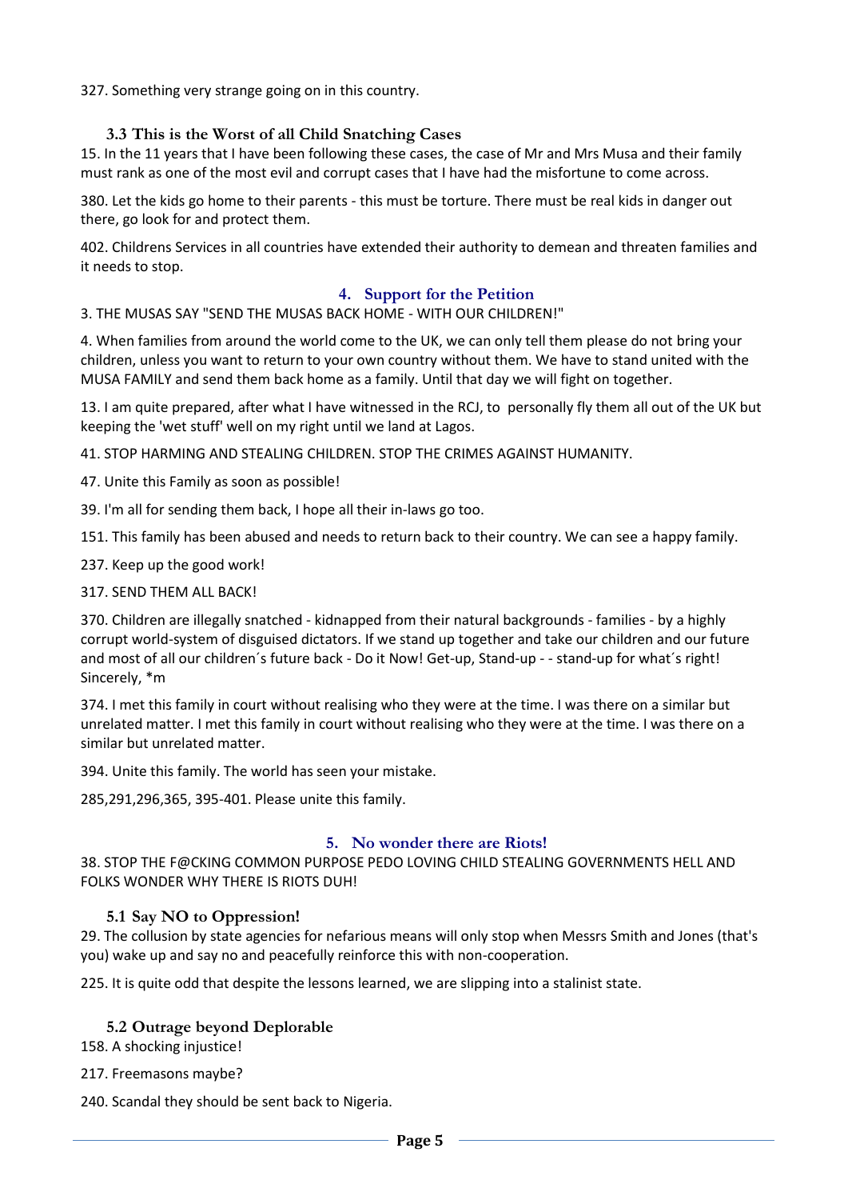327. Something very strange going on in this country.

### 3.3 This is the Worst of all Child Snatching Cases

15. In the 11 years that I have been following these cases, the case of Mr and Mrs Musa and their family must rank as one of the most evil and corrupt cases that I have had the misfortune to come across.

380. Let the kids go home to their parents - this must be torture. There must be real kids in danger out there, go look for and protect them.

402. Childrens Services in all countries have extended their authority to demean and threaten families and it needs to stop.

## 4. Support for the Petition

3. THE MUSAS SAY "SEND THE MUSAS BACK HOME - WITH OUR CHILDREN!"

4. When families from around the world come to the UK, we can only tell them please do not bring your children, unless you want to return to your own country without them. We have to stand united with the MUSA FAMILY and send them back home as a family. Until that day we will fight on together.

13. I am quite prepared, after what I have witnessed in the RCJ, to personally fly them all out of the UK but keeping the 'wet stuff' well on my right until we land at Lagos.

41. STOP HARMING AND STEALING CHILDREN. STOP THE CRIMES AGAINST HUMANITY.

47. Unite this Family as soon as possible!

39. I'm all for sending them back, I hope all their in-laws go too.

151. This family has been abused and needs to return back to their country. We can see a happy family.

237. Keep up the good work!

317. SEND THEM ALL BACK!

370. Children are illegally snatched - kidnapped from their natural backgrounds - families - by a highly corrupt world-system of disguised dictators. If we stand up together and take our children and our future and most of all our children´s future back - Do it Now! Get-up, Stand-up - - stand-up for what´s right! Sincerely, *m

374. I met this family in court without realising who they were at the time. I was there on a similar but unrelated matter. I met this family in court without realising who they were at the time. I was there on a similar but unrelated matter.

394. Unite this family. The world has seen your mistake.

285,291,296,365, 395-401. Please unite this family.

## 5. No wonder there are Riots!

38. STOP THE F@CKING COMMON PURPOSE PEDO LOVING CHILD STEALING GOVERNMENTS HELL AND FOLKS WONDER WHY THERE IS RIOTS DUH!

### 5.1 Say NO to Oppression!

29. The collusion by state agencies for nefarious means will only stop when Messrs Smith and Jones (that's you) wake up and say no and peacefully reinforce this with non-cooperation.

225. It is quite odd that despite the lessons learned, we are slipping into a stalinist state.

### 5.2 Outrage beyond Deplorable

158. A shocking injustice!

217. Freemasons maybe?

240. Scandal they should be sent back to Nigeria.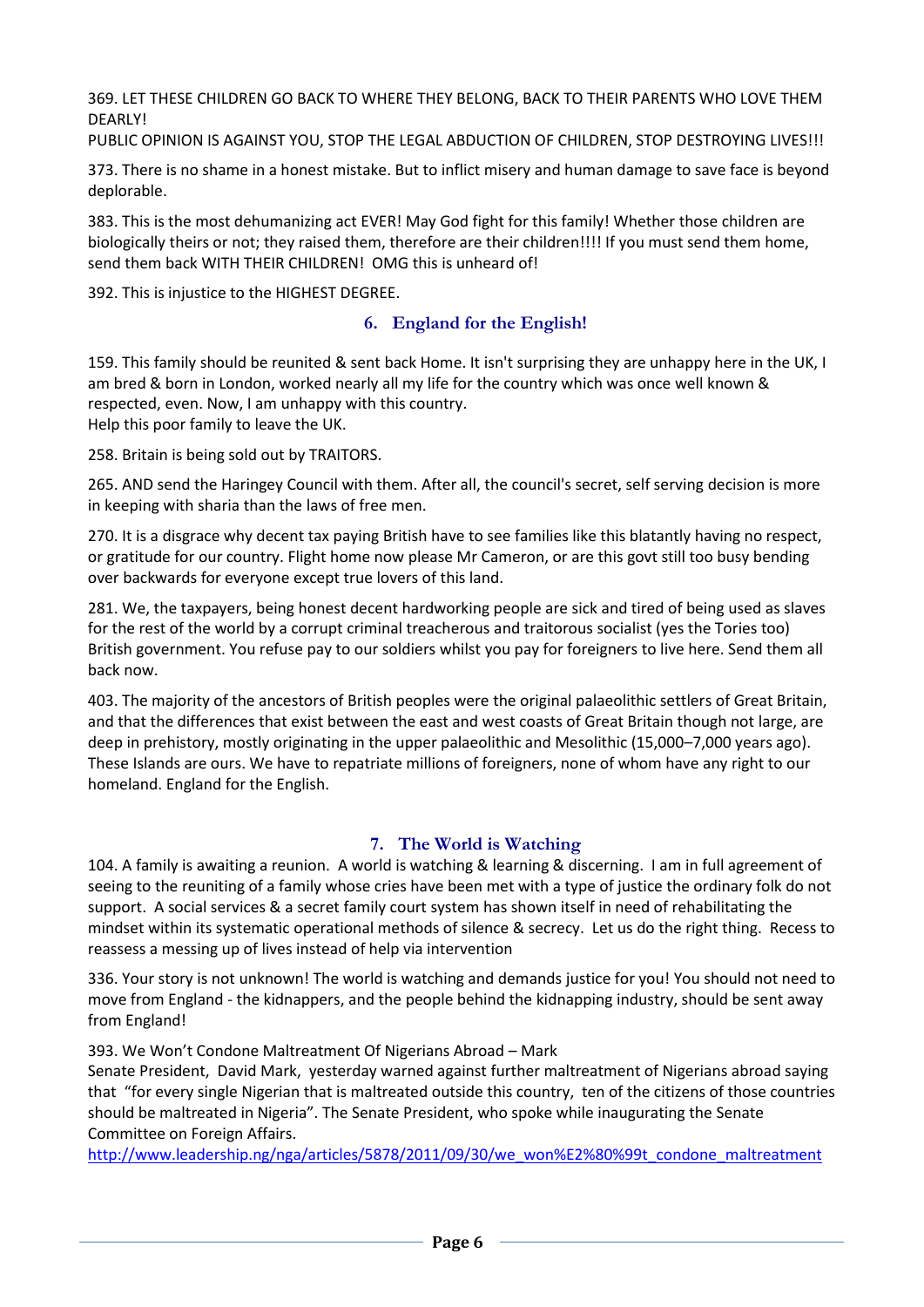369. LET THESE CHILDREN GO BACK TO WHERE THEY BELONG, BACK TO THEIR PARENTS WHO LOVE THEM DEARLY!
PUBLIC OPINION IS AGAINST YOU, STOP THE LEGAL ABDUCTION OF CHILDREN, STOP DESTROYING LIVES!!!

373. There is no shame in a honest mistake. But to inflict misery and human damage to save face is beyond deplorable.

383. This is the most dehumanizing act EVER! May God fight for this family! Whether those children are biologically theirs or not; they raised them, therefore are their children!!!! If you must send them home, send them back WITH THEIR CHILDREN! OMG this is unheard of!

392. This is injustice to the HIGHEST DEGREE.

## 6. England for the English!

159. This family should be reunited & sent back Home. It isn't surprising they are unhappy here in the UK, I am bred & born in London, worked nearly all my life for the country which was once well known & respected, even. Now, I am unhappy with this country.
Help this poor family to leave the UK.

258. Britain is being sold out by TRAITORS.

265. AND send the Haringey Council with them. After all, the council's secret, self serving decision is more in keeping with sharia than the laws of free men.

270. It is a disgrace why decent tax paying British have to see families like this blatantly having no respect, or gratitude for our country. Flight home now please Mr Cameron, or are this govt still too busy bending over backwards for everyone except true lovers of this land.

281. We, the taxpayers, being honest decent hardworking people are sick and tired of being used as slaves for the rest of the world by a corrupt criminal treacherous and traitorous socialist (yes the Tories too) British government. You refuse pay to our soldiers whilst you pay for foreigners to live here. Send them all back now.

403. The majority of the ancestors of British peoples were the original palaeolithic settlers of Great Britain, and that the differences that exist between the east and west coasts of Great Britain though not large, are deep in prehistory, mostly originating in the upper palaeolithic and Mesolithic (15,000–7,000 years ago). These Islands are ours. We have to repatriate millions of foreigners, none of whom have any right to our homeland. England for the English.

## 7. The World is Watching

104. A family is awaiting a reunion. A world is watching & learning & discerning. I am in full agreement of seeing to the reuniting of a family whose cries have been met with a type of justice the ordinary folk do not support. A social services & a secret family court system has shown itself in need of rehabilitating the mindset within its systematic operational methods of silence & secrecy. Let us do the right thing. Recess to reassess a messing up of lives instead of help via intervention

336. Your story is not unknown! The world is watching and demands justice for you! You should not need to move from England - the kidnappers, and the people behind the kidnapping industry, should be sent away from England!

393. We Won't Condone Maltreatment Of Nigerians Abroad – Mark
Senate President, David Mark, yesterday warned against further maltreatment of Nigerians abroad saying that "for every single Nigerian that is maltreated outside this country, ten of the citizens of those countries should be maltreated in Nigeria". The Senate President, who spoke while inaugurating the Senate Committee on Foreign Affairs.
http://www.leadership.ng/nga/articles/5878/2011/09/30/we_won%E2%80%99t_condone_maltreatment